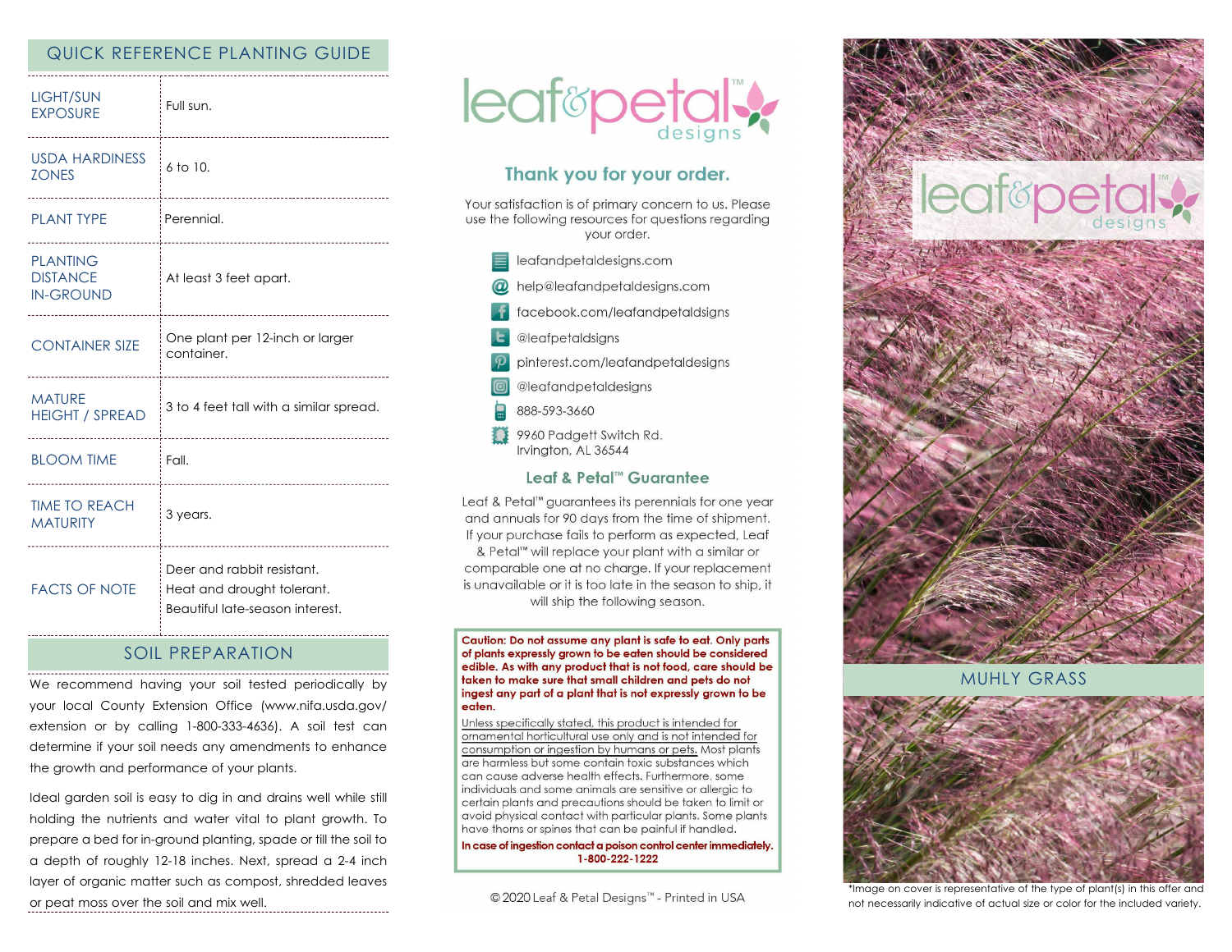## QUICK REFERENCE PLANTING GUIDE

| | |
|---|---|
| LIGHT/SUN EXPOSURE | Full sun. |
| USDA HARDINESS ZONES | 6 to 10. |
| PLANT TYPE | Perennial. |
| PLANTING DISTANCE IN-GROUND | At least 3 feet apart. |
| CONTAINER SIZE | One plant per 12-inch or larger container. |
| MATURE HEIGHT / SPREAD | 3 to 4 feet tall with a similar spread. |
| BLOOM TIME | Fall. |
| TIME TO REACH MATURITY | 3 years. |
| FACTS OF NOTE | Deer and rabbit resistant. Heat and drought tolerant. Beautiful late-season interest. |

## SOIL PREPARATION

We recommend having your soil tested periodically by your local County Extension Office (www.nifa.usda.gov/extension or by calling 1-800-333-4636). A soil test can determine if your soil needs any amendments to enhance the growth and performance of your plants.

Ideal garden soil is easy to dig in and drains well while still holding the nutrients and water vital to plant growth. To prepare a bed for in-ground planting, spade or till the soil to a depth of roughly 12-18 inches. Next, spread a 2-4 inch layer of organic matter such as compost, shredded leaves or peat moss over the soil and mix well.

# leaf&petal™ designs

## Thank you for your order.

Your satisfaction is of primary concern to us. Please use the following resources for questions regarding your order.

- leafandpetaldesigns.com
- help@leafandpetaldesigns.com
- facebook.com/leafandpetaldsigns
- @leafpetaldsigns
- pinterest.com/leafandpetaldesigns
- @leafandpetaldesigns
- 888-593-3660
- 9960 Padgett Switch Rd. Irvington, AL 36544

## Leaf & Petal™ Guarantee

Leaf & Petal™ guarantees its perennials for one year and annuals for 90 days from the time of shipment. If your purchase fails to perform as expected, Leaf & Petal™ will replace your plant with a similar or comparable one at no charge. If your replacement is unavailable or it is too late in the season to ship, it will ship the following season.

**Caution: Do not assume any plant is safe to eat. Only parts of plants expressly grown to be eaten should be considered edible. As with any product that is not food, care should be taken to make sure that small children and pets do not ingest any part of a plant that is not expressly grown to be eaten.**

Unless specifically stated, this product is intended for ornamental horticultural use only and is not intended for consumption or ingestion by humans or pets. Most plants are harmless but some contain toxic substances which can cause adverse health effects. Furthermore, some individuals and some animals are sensitive or allergic to certain plants and precautions should be taken to limit or avoid physical contact with particular plants. Some plants have thorns or spines that can be painful if handled.

**In case of ingestion contact a poison control center immediately. 1-800-222-1222**

© 2020 Leaf & Petal Designs™ - Printed in USA

leaf&petal™ designs

## MUHLY GRASS

*Image on cover is representative of the type of plant(s) in this offer and not necessarily indicative of actual size or color for the included variety.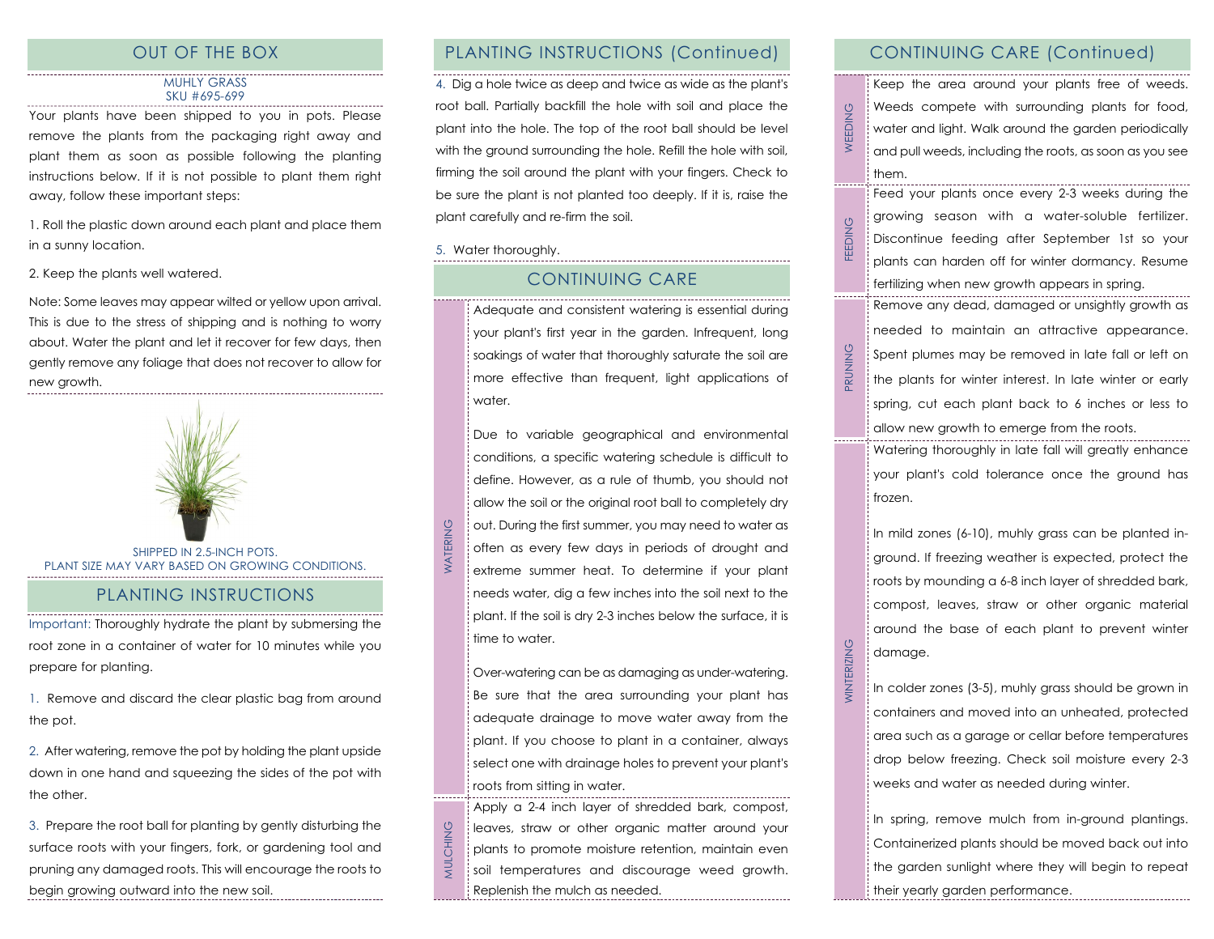## OUT OF THE BOX

MUHLY GRASS
SKU #695-699

Your plants have been shipped to you in pots. Please remove the plants from the packaging right away and plant them as soon as possible following the planting instructions below. If it is not possible to plant them right away, follow these important steps:

1. Roll the plastic down around each plant and place them in a sunny location.

2. Keep the plants well watered.

Note: Some leaves may appear wilted or yellow upon arrival. This is due to the stress of shipping and is nothing to worry about. Water the plant and let it recover for few days, then gently remove any foliage that does not recover to allow for new growth.

SHIPPED IN 2.5-INCH POTS.
PLANT SIZE MAY VARY BASED ON GROWING CONDITIONS.

## PLANTING INSTRUCTIONS

Important: Thoroughly hydrate the plant by submersing the root zone in a container of water for 10 minutes while you prepare for planting.

1. Remove and discard the clear plastic bag from around the pot.

2. After watering, remove the pot by holding the plant upside down in one hand and squeezing the sides of the pot with the other.

3. Prepare the root ball for planting by gently disturbing the surface roots with your fingers, fork, or gardening tool and pruning any damaged roots. This will encourage the roots to begin growing outward into the new soil.

## PLANTING INSTRUCTIONS (Continued)

4. Dig a hole twice as deep and twice as wide as the plant's root ball. Partially backfill the hole with soil and place the plant into the hole. The top of the root ball should be level with the ground surrounding the hole. Refill the hole with soil, firming the soil around the plant with your fingers. Check to be sure the plant is not planted too deeply. If it is, raise the plant carefully and re-firm the soil.

5. Water thoroughly.

## CONTINUING CARE

**WATERING**

Adequate and consistent watering is essential during your plant's first year in the garden. Infrequent, long soakings of water that thoroughly saturate the soil are more effective than frequent, light applications of water.

Due to variable geographical and environmental conditions, a specific watering schedule is difficult to define. However, as a rule of thumb, you should not allow the soil or the original root ball to completely dry out. During the first summer, you may need to water as often as every few days in periods of drought and extreme summer heat. To determine if your plant needs water, dig a few inches into the soil next to the plant. If the soil is dry 2-3 inches below the surface, it is time to water.

Over-watering can be as damaging as under-watering. Be sure that the area surrounding your plant has adequate drainage to move water away from the plant. If you choose to plant in a container, always select one with drainage holes to prevent your plant's roots from sitting in water.

**MULCHING**

Apply a 2-4 inch layer of shredded bark, compost, leaves, straw or other organic matter around your plants to promote moisture retention, maintain even soil temperatures and discourage weed growth. Replenish the mulch as needed.

## CONTINUING CARE (Continued)

**WEEDING**

Keep the area around your plants free of weeds. Weeds compete with surrounding plants for food, water and light. Walk around the garden periodically and pull weeds, including the roots, as soon as you see them.

**FEEDING**

Feed your plants once every 2-3 weeks during the growing season with a water-soluble fertilizer. Discontinue feeding after September 1st so your plants can harden off for winter dormancy. Resume fertilizing when new growth appears in spring.

**PRUNING**

Remove any dead, damaged or unsightly growth as needed to maintain an attractive appearance. Spent plumes may be removed in late fall or left on the plants for winter interest. In late winter or early spring, cut each plant back to 6 inches or less to allow new growth to emerge from the roots.

**WINTERIZING**

Watering thoroughly in late fall will greatly enhance your plant's cold tolerance once the ground has frozen.

In mild zones (6-10), muhly grass can be planted in-ground. If freezing weather is expected, protect the roots by mounding a 6-8 inch layer of shredded bark, compost, leaves, straw or other organic material around the base of each plant to prevent winter damage.

In colder zones (3-5), muhly grass should be grown in containers and moved into an unheated, protected area such as a garage or cellar before temperatures drop below freezing. Check soil moisture every 2-3 weeks and water as needed during winter.

In spring, remove mulch from in-ground plantings. Containerized plants should be moved back out into the garden sunlight where they will begin to repeat their yearly garden performance.